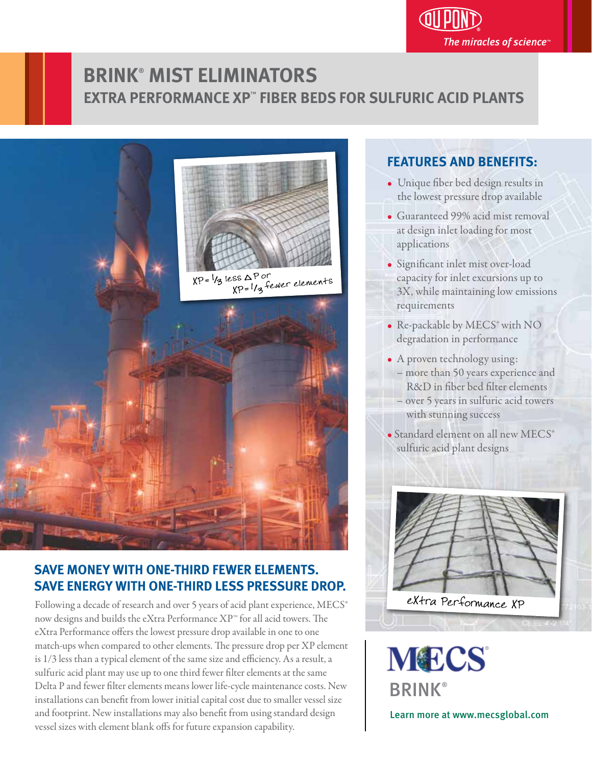# BRINK® MIST ELIMINATORS

## EXTRA PERFORMANCE XP™ FIBER BEDS FOR SULFURIC ACID PLANTS

XP = 1/3 less ΔP or XP = 1/3 fewer elements

## SAVE MONEY WITH ONE-THIRD FEWER ELEMENTS. SAVE ENERGY WITH ONE-THIRD LESS PRESSURE DROP.

Following a decade of research and over 5 years of acid plant experience, MECS® now designs and builds the eXtra Performance XP™ for all acid towers. The eXtra Performance offers the lowest pressure drop available in one to one match-ups when compared to other elements. The pressure drop per XP element is 1/3 less than a typical element of the same size and efficiency. As a result, a sulfuric acid plant may use up to one third fewer filter elements at the same Delta P and fewer filter elements means lower life-cycle maintenance costs. New installations can benefit from lower initial capital cost due to smaller vessel size and footprint. New installations may also benefit from using standard design vessel sizes with element blank offs for future expansion capability.

## FEATURES AND BENEFITS:

- Unique fiber bed design results in the lowest pressure drop available
- Guaranteed 99% acid mist removal at design inlet loading for most applications
- Significant inlet mist over-load capacity for inlet excursions up to 3X, while maintaining low emissions requirements
- Re-packable by MECS® with NO degradation in performance
- A proven technology using:
  - more than 50 years experience and R&D in fiber bed filter elements
  - over 5 years in sulfuric acid towers with stunning success
- Standard element on all new MECS® sulfuric acid plant designs

eXtra Performance XP

MECS®

BRINK®

Learn more at www.mecsglobal.com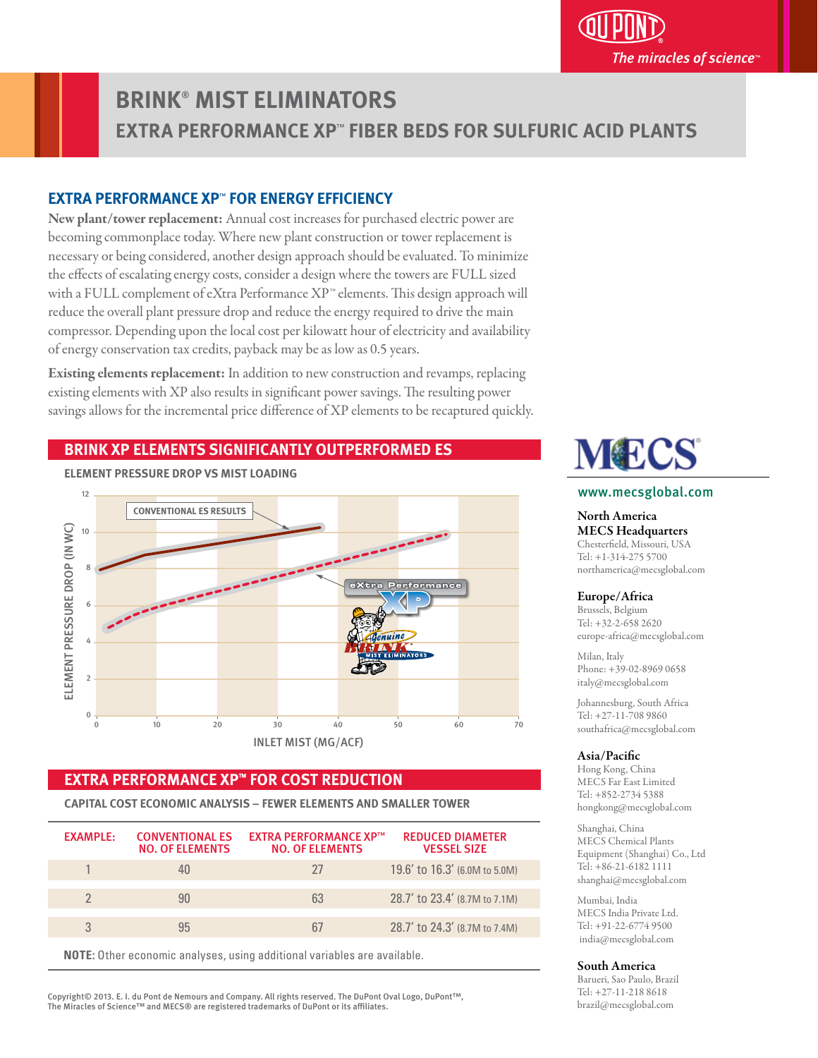# BRINK® MIST ELIMINATORS

## EXTRA PERFORMANCE XP™ FIBER BEDS FOR SULFURIC ACID PLANTS

### EXTRA PERFORMANCE XP™ FOR ENERGY EFFICIENCY

**New plant/tower replacement:** Annual cost increases for purchased electric power are becoming commonplace today. Where new plant construction or tower replacement is necessary or being considered, another design approach should be evaluated. To minimize the effects of escalating energy costs, consider a design where the towers are FULL sized with a FULL complement of eXtra Performance XP™ elements. This design approach will reduce the overall plant pressure drop and reduce the energy required to drive the main compressor. Depending upon the local cost per kilowatt hour of electricity and availability of energy conservation tax credits, payback may be as low as 0.5 years.

**Existing elements replacement:** In addition to new construction and revamps, replacing existing elements with XP also results in significant power savings. The resulting power savings allows for the incremental price difference of XP elements to be recaptured quickly.

### BRINK XP ELEMENTS SIGNIFICANTLY OUTPERFORMED ES

ELEMENT PRESSURE DROP VS MIST LOADING

CONVENTIONAL ES RESULTS

eXtra Performance XP

Genuine BRINK® MIST ELIMINATORS

ELEMENT PRESSURE DROP (IN WC)

0 2 4 6 8 10 12

0 10 20 30 40 50 60 70

INLET MIST (MG/ACF)

### EXTRA PERFORMANCE XP™ FOR COST REDUCTION

CAPITAL COST ECONOMIC ANALYSIS – FEWER ELEMENTS AND SMALLER TOWER

| EXAMPLE: | CONVENTIONAL ES NO. OF ELEMENTS | EXTRA PERFORMANCE XP™ NO. OF ELEMENTS | REDUCED DIAMETER VESSEL SIZE |
|---|---|---|---|
| 1 | 40 | 27 | 19.6′ to 16.3′ (6.0M to 5.0M) |
| 2 | 90 | 63 | 28.7′ to 23.4′ (8.7M to 7.1M) |
| 3 | 95 | 67 | 28.7′ to 24.3′ (8.7M to 7.4M) |

**NOTE:** Other economic analyses, using additional variables are available.

MECS®

www.mecsglobal.com

**North America**
**MECS Headquarters**
Chesterfield, Missouri, USA
Tel: +1-314-275 5700
northamerica@mecsglobal.com

**Europe/Africa**
Brussels, Belgium
Tel: +32-2-658 2620
europe-africa@mecsglobal.com

Milan, Italy
Phone: +39-02-8969 0658
italy@mecsglobal.com

Johannesburg, South Africa
Tel: +27-11-708 9860
southafrica@mecsglobal.com

**Asia/Pacific**
Hong Kong, China
MECS Far East Limited
Tel: +852-2734 5388
hongkong@mecsglobal.com

Shanghai, China
MECS Chemical Plants Equipment (Shanghai) Co., Ltd
Tel: +86-21-6182 1111
shanghai@mecsglobal.com

Mumbai, India
MECS India Private Ltd.
Tel: +91-22-6774 9500
india@mecsglobal.com

**South America**
Barueri, Sao Paulo, Brazil
Tel: +27-11-218 8618
brazil@mecsglobal.com

Copyright© 2013. E. I. du Pont de Nemours and Company. All rights reserved. The DuPont Oval Logo, DuPont™, The Miracles of Science™ and MECS® are registered trademarks of DuPont or its affiliates.